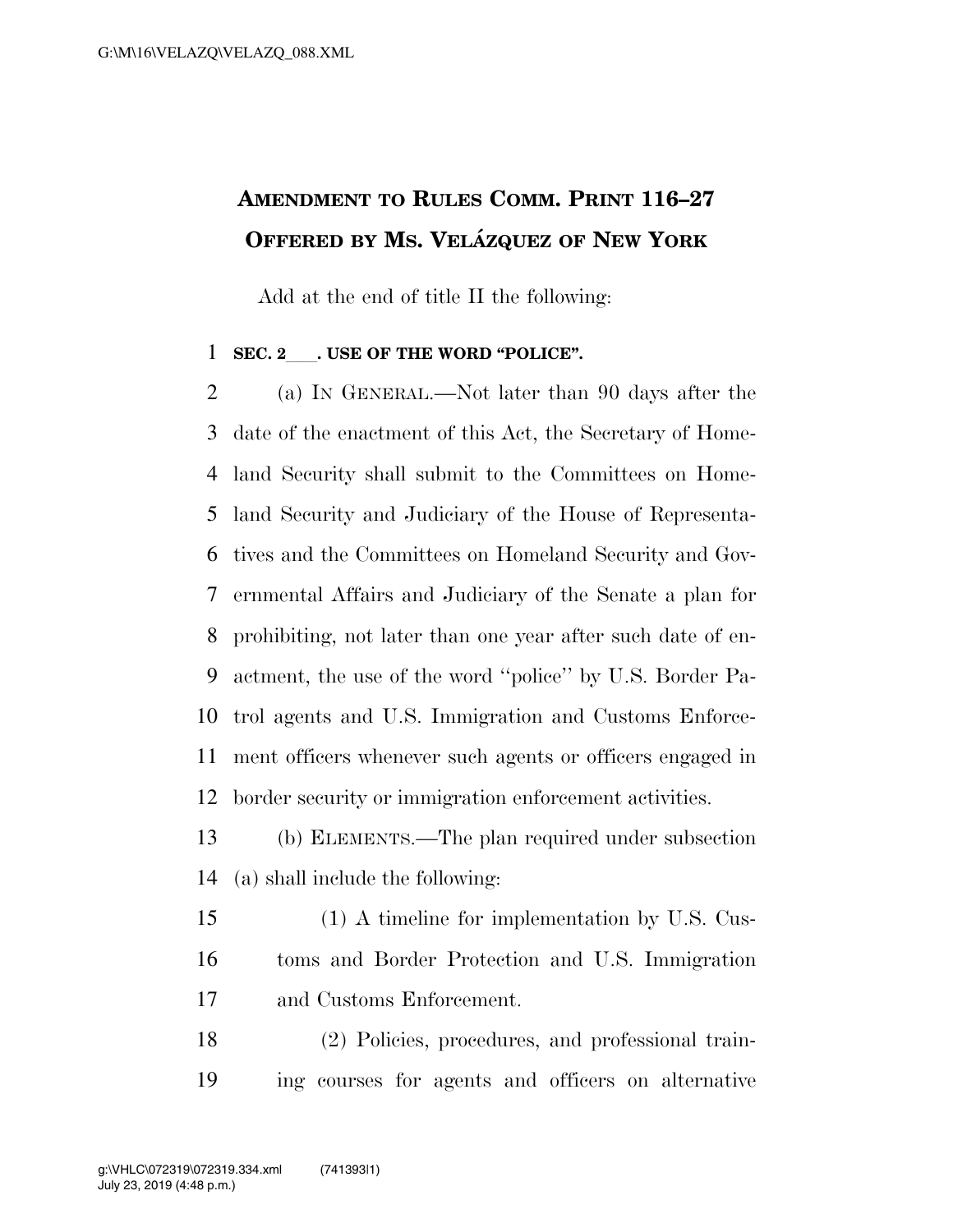# AMENDMENT TO RULES COMM. PRINT 116–27 OFFERED BY MS. VELÁZQUEZ OF NEW YORK

Add at the end of title II the following:

**SEC. 2\_\_\_. USE OF THE WORD "POLICE".**

(a) IN GENERAL.—Not later than 90 days after the date of the enactment of this Act, the Secretary of Homeland Security shall submit to the Committees on Homeland Security and Judiciary of the House of Representatives and the Committees on Homeland Security and Governmental Affairs and Judiciary of the Senate a plan for prohibiting, not later than one year after such date of enactment, the use of the word "police" by U.S. Border Patrol agents and U.S. Immigration and Customs Enforcement officers whenever such agents or officers engaged in border security or immigration enforcement activities.

(b) ELEMENTS.—The plan required under subsection (a) shall include the following:

(1) A timeline for implementation by U.S. Customs and Border Protection and U.S. Immigration and Customs Enforcement.

(2) Policies, procedures, and professional training courses for agents and officers on alternative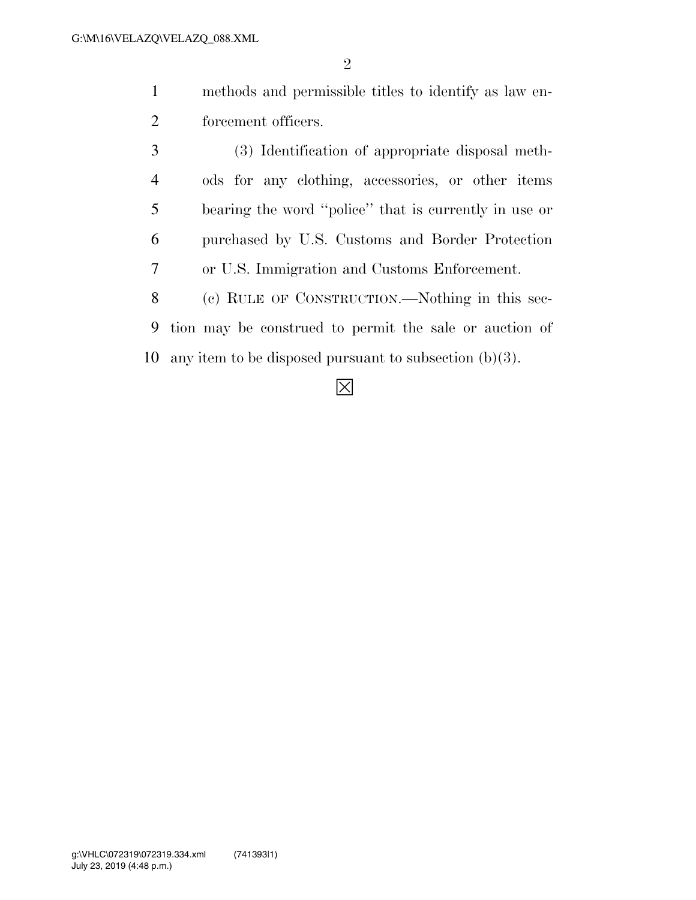methods and permissible titles to identify as law enforcement officers.

(3) Identification of appropriate disposal methods for any clothing, accessories, or other items bearing the word "police" that is currently in use or purchased by U.S. Customs and Border Protection or U.S. Immigration and Customs Enforcement.

(c) RULE OF CONSTRUCTION.—Nothing in this section may be construed to permit the sale or auction of any item to be disposed pursuant to subsection (b)(3).